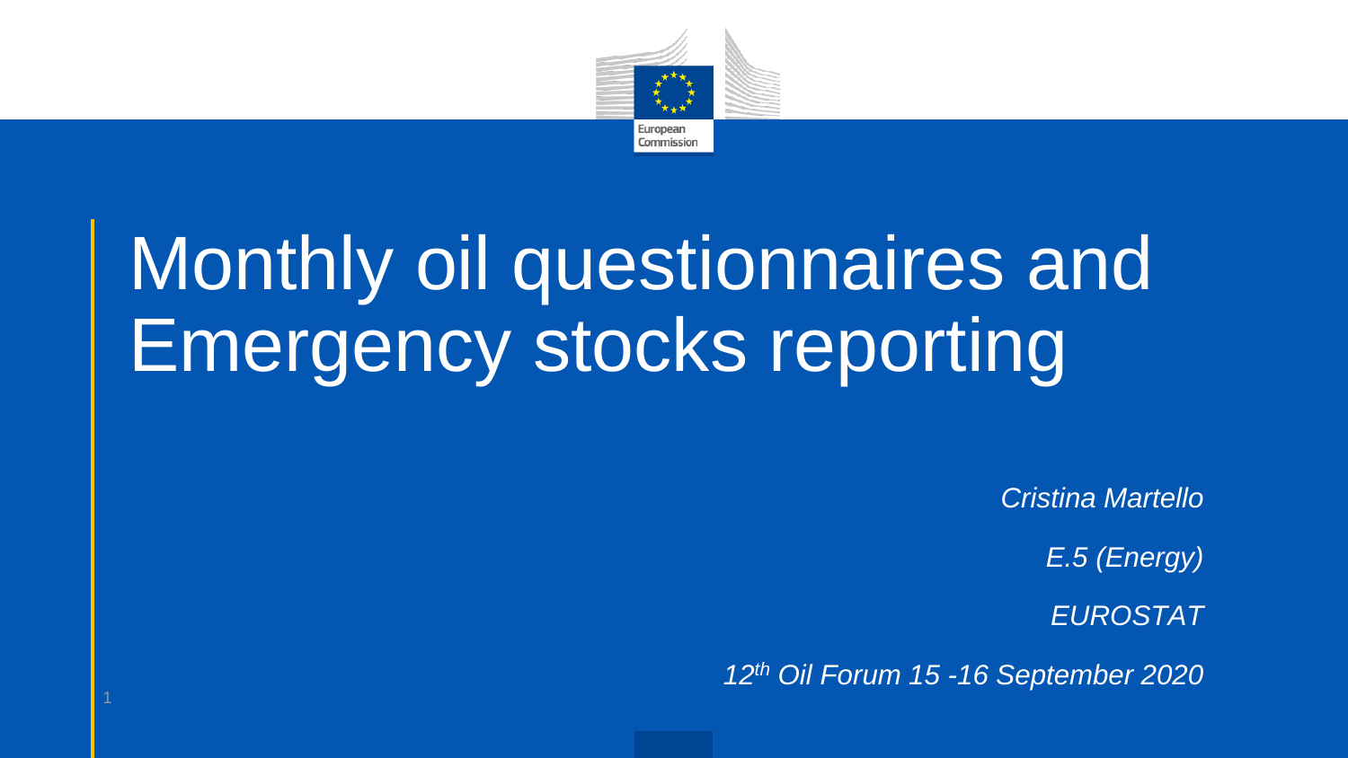# Monthly oil questionnaires and Emergency stocks reporting

*Cristina Martello*

*E.5 (Energy)*

*EUROSTAT*

*12th Oil Forum 15 -16 September 2020*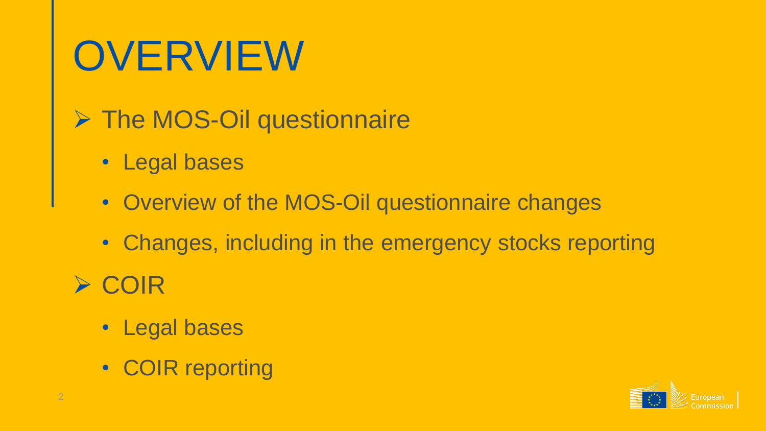# OVERVIEW

- The MOS-Oil questionnaire
  - Legal bases
  - Overview of the MOS-Oil questionnaire changes
  - Changes, including in the emergency stocks reporting
- COIR
  - Legal bases
  - COIR reporting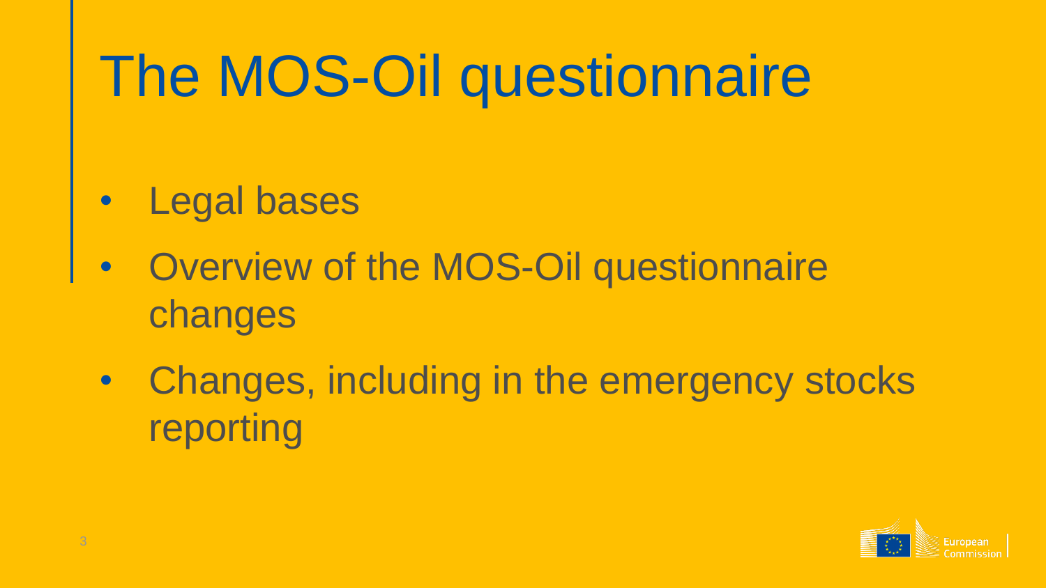# The MOS-Oil questionnaire

- Legal bases
- Overview of the MOS-Oil questionnaire changes
- Changes, including in the emergency stocks reporting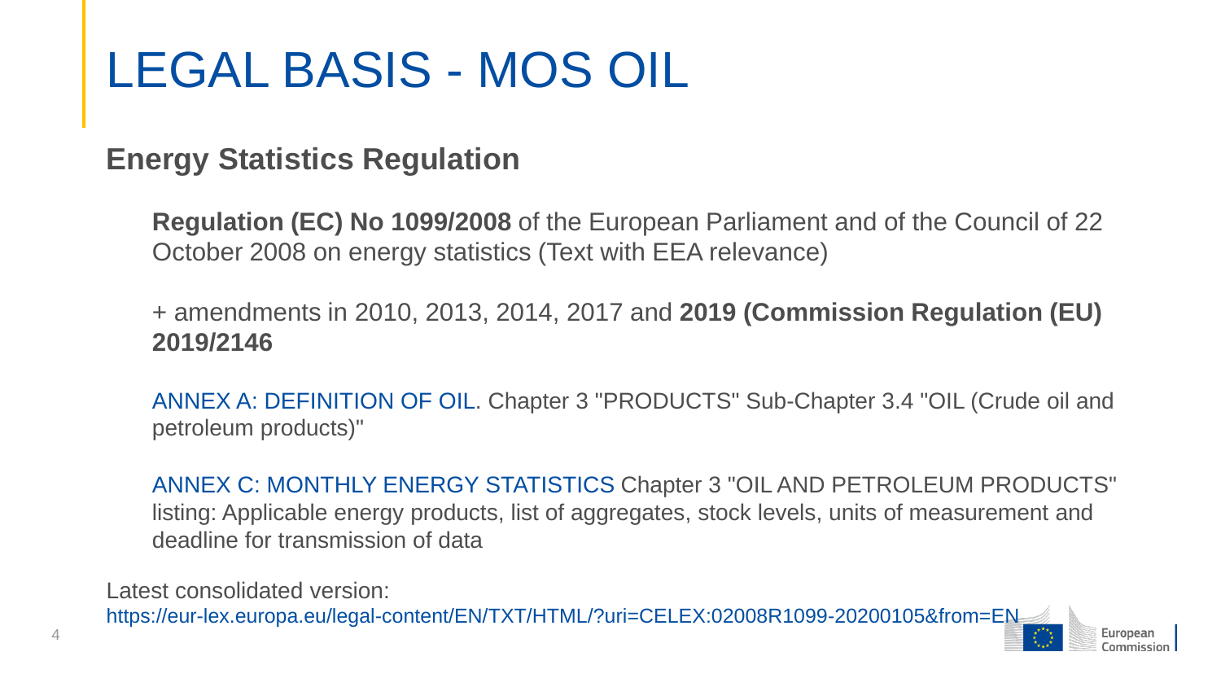# LEGAL BASIS - MOS OIL

## Energy Statistics Regulation

**Regulation (EC) No 1099/2008** of the European Parliament and of the Council of 22 October 2008 on energy statistics (Text with EEA relevance)

+ amendments in 2010, 2013, 2014, 2017 and **2019 (Commission Regulation (EU) 2019/2146**

ANNEX A: DEFINITION OF OIL. Chapter 3 "PRODUCTS" Sub-Chapter 3.4 "OIL (Crude oil and petroleum products)"

ANNEX C: MONTHLY ENERGY STATISTICS Chapter 3 "OIL AND PETROLEUM PRODUCTS" listing: Applicable energy products, list of aggregates, stock levels, units of measurement and deadline for transmission of data

Latest consolidated version:
https://eur-lex.europa.eu/legal-content/EN/TXT/HTML/?uri=CELEX:02008R1099-20200105&from=EN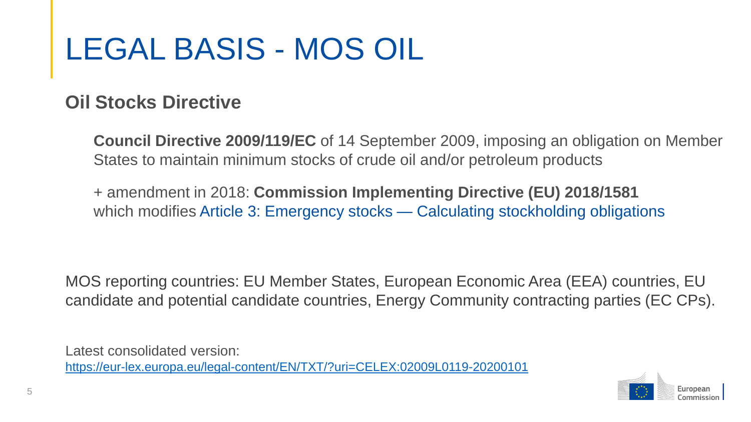# LEGAL BASIS - MOS OIL

## Oil Stocks Directive

**Council Directive 2009/119/EC** of 14 September 2009, imposing an obligation on Member States to maintain minimum stocks of crude oil and/or petroleum products

+ amendment in 2018: **Commission Implementing Directive (EU) 2018/1581** which modifies Article 3: Emergency stocks — Calculating stockholding obligations

MOS reporting countries: EU Member States, European Economic Area (EEA) countries, EU candidate and potential candidate countries, Energy Community contracting parties (EC CPs).

Latest consolidated version:
https://eur-lex.europa.eu/legal-content/EN/TXT/?uri=CELEX:02009L0119-20200101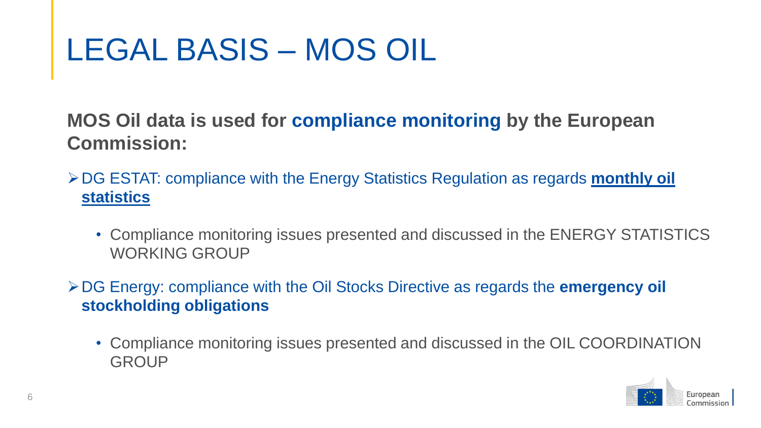# LEGAL BASIS – MOS OIL

**MOS Oil data is used for compliance monitoring by the European Commission:**

- DG ESTAT: compliance with the Energy Statistics Regulation as regards **monthly oil statistics**
  - Compliance monitoring issues presented and discussed in the ENERGY STATISTICS WORKING GROUP
- DG Energy: compliance with the Oil Stocks Directive as regards the **emergency oil stockholding obligations**
  - Compliance monitoring issues presented and discussed in the OIL COORDINATION GROUP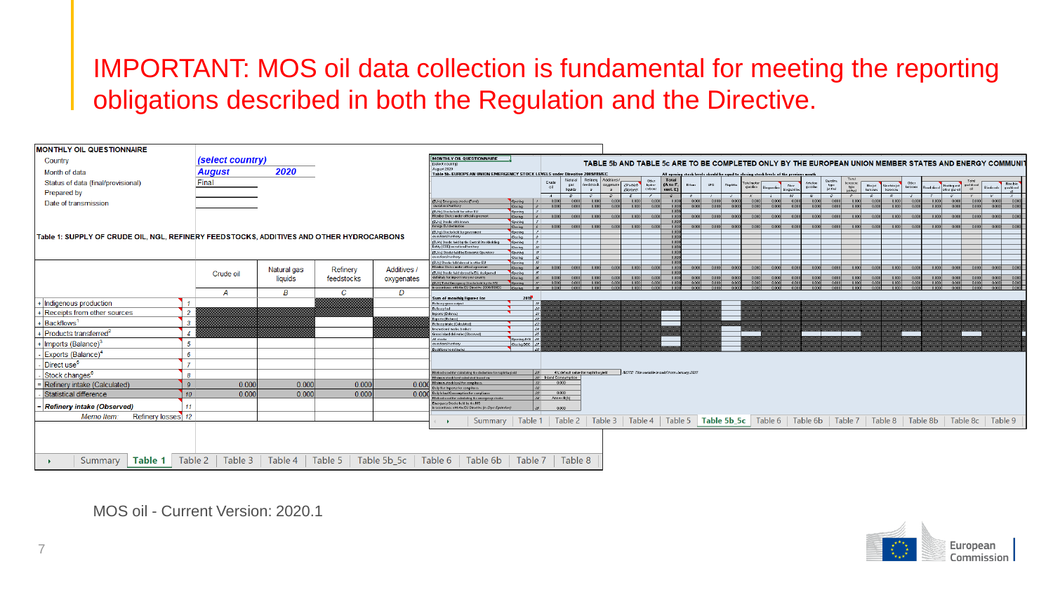# IMPORTANT: MOS oil data collection is fundamental for meeting the reporting obligations described in both the Regulation and the Directive.

**MONTHLY OIL QUESTIONNAIRE**

| | |
|---|---|
| Country | *(select country)* |
| Month of data | *August* 2020 |
| Status of data (final/provisional) | Final |
| Prepared by | |
| Date of transmission | |

**Table 1: SUPPLY OF CRUDE OIL, NGL, REFINERY FEEDSTOCKS, ADDITIVES AND OTHER HYDROCARBONS**

| | | | Crude oil | Natural gas liquids | Refinery feedstocks | Additives / oxygenates |
|---|---|---|---|---|---|---|
| | | | A | B | C | D |
| + | Indigenous production | 1 | | | | |
| + | Receipts from other sources | 2 | | | | |
| + | Backflows[1] | 3 | | | | |
| + | Products transferred[2] | 4 | | | | |
| + | Imports (Balance)[3] | 5 | | | | |
| - | Exports (Balance)[4] | 6 | | | | |
| - | Direct use[5] | 7 | | | | |
| - | Stock changes[6] | 8 | | | | |
| = | Refinery intake (Calculated) | 9 | 0.000 | 0.000 | 0.000 | 0.000 |
| | Statistical difference | 10 | 0.000 | 0.000 | 0.000 | 0.000 |
| - | *Refinery intake (Observed)* | 11 | | | | |
| | *Memo Item:* Refinery losses | 12 | | | | |

Summary | Table 1 | Table 2 | Table 3 | Table 4 | Table 5 | Table 5b_5c | Table 6 | Table 6b | Table 7 | Table 8

**TABLE 5b AND TABLE 5c ARE TO BE COMPLETED ONLY BY THE EUROPEAN UNION MEMBER STATES AND ENERGY COMMUNITY**

Table 5b: EUROPEAN UNION EMERGENCY STOCK LEVELS under Directive 2009/119/EC

Summary | Table 1 | Table 2 | Table 3 | Table 4 | Table 5 | Table 5b_5c | Table 6 | Table 6b | Table 7 | Table 8 | Table 8b | Table 8c | Table 9

MOS oil - Current Version: 2020.1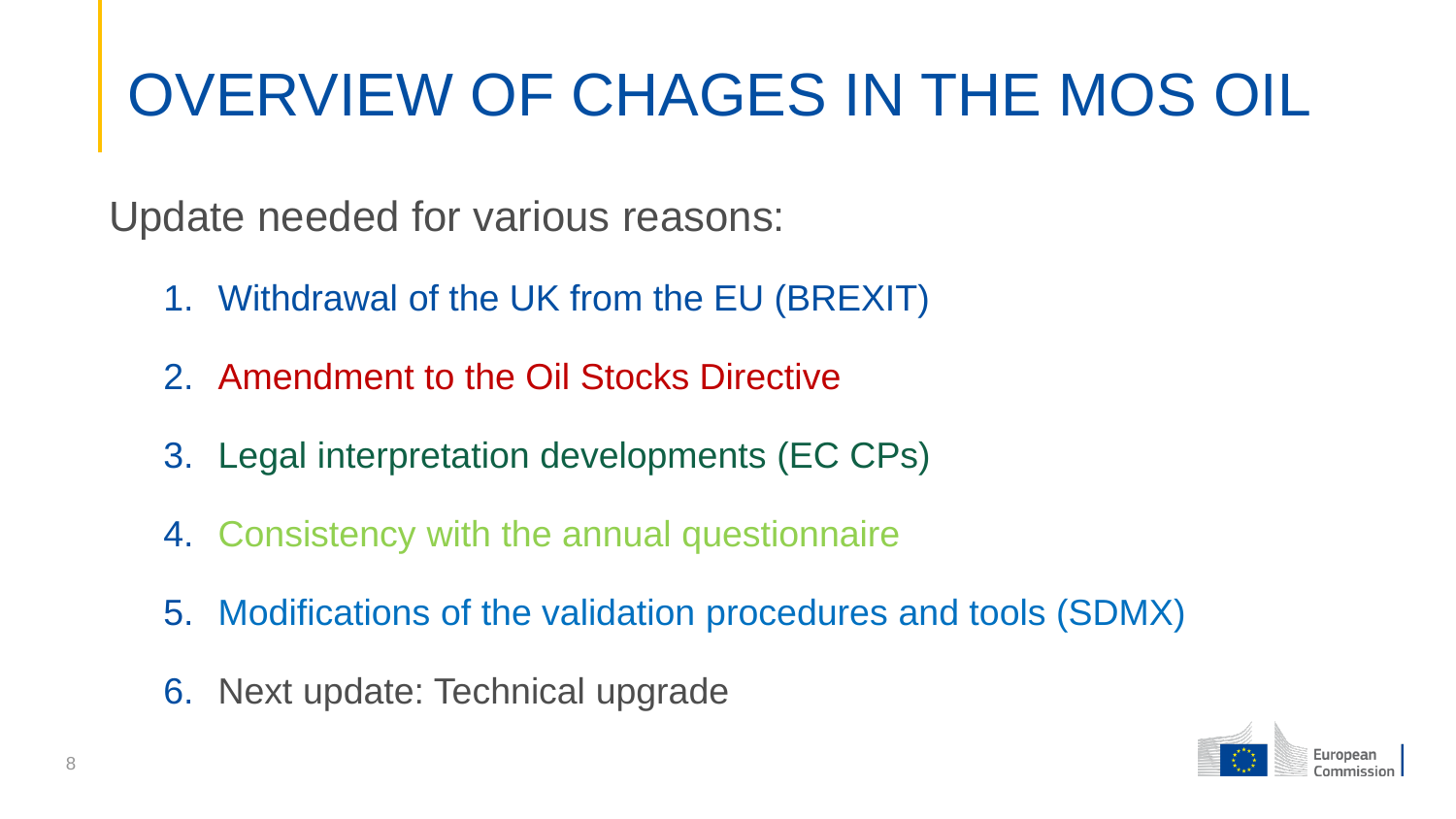# OVERVIEW OF CHAGES IN THE MOS OIL

Update needed for various reasons:

1. Withdrawal of the UK from the EU (BREXIT)
2. Amendment to the Oil Stocks Directive
3. Legal interpretation developments (EC CPs)
4. Consistency with the annual questionnaire
5. Modifications of the validation procedures and tools (SDMX)
6. Next update: Technical upgrade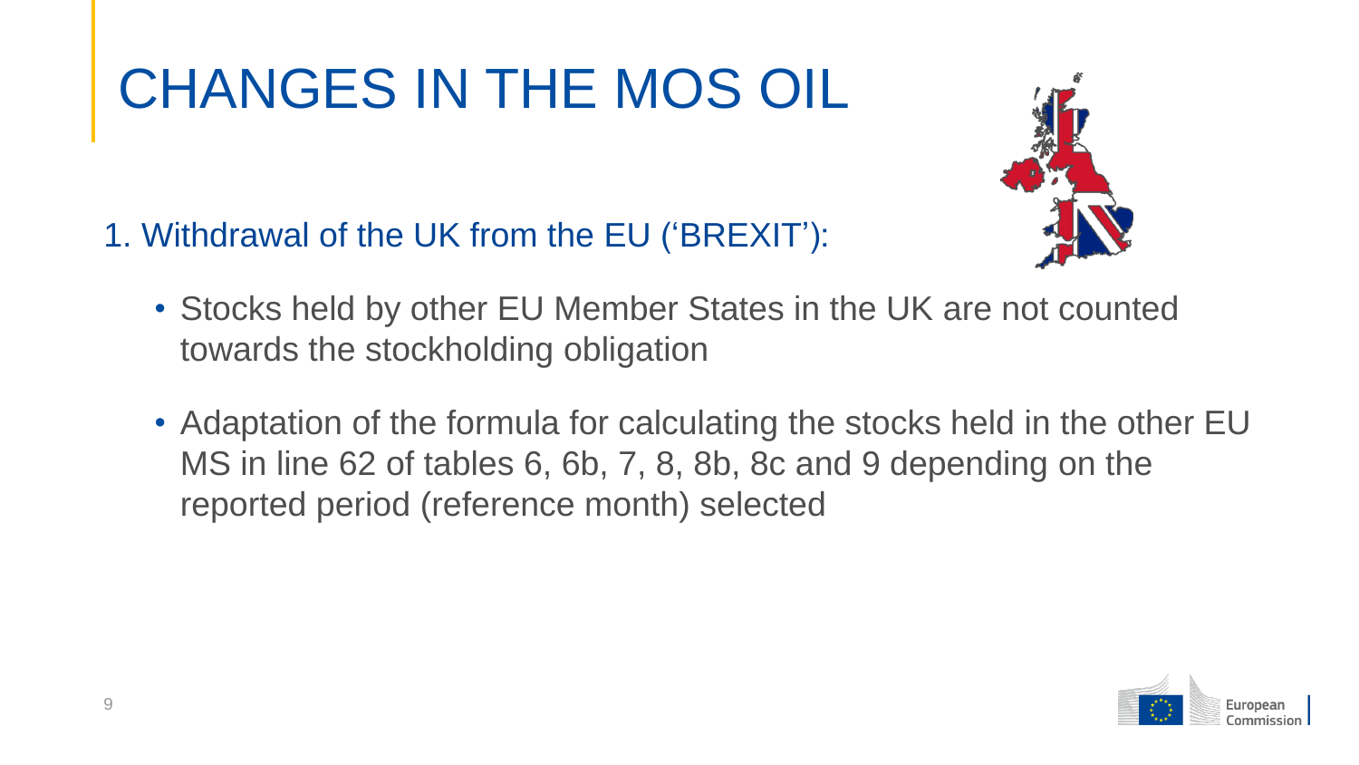# CHANGES IN THE MOS OIL

1. Withdrawal of the UK from the EU ('BREXIT'):

- Stocks held by other EU Member States in the UK are not counted towards the stockholding obligation
- Adaptation of the formula for calculating the stocks held in the other EU MS in line 62 of tables 6, 6b, 7, 8, 8b, 8c and 9 depending on the reported period (reference month) selected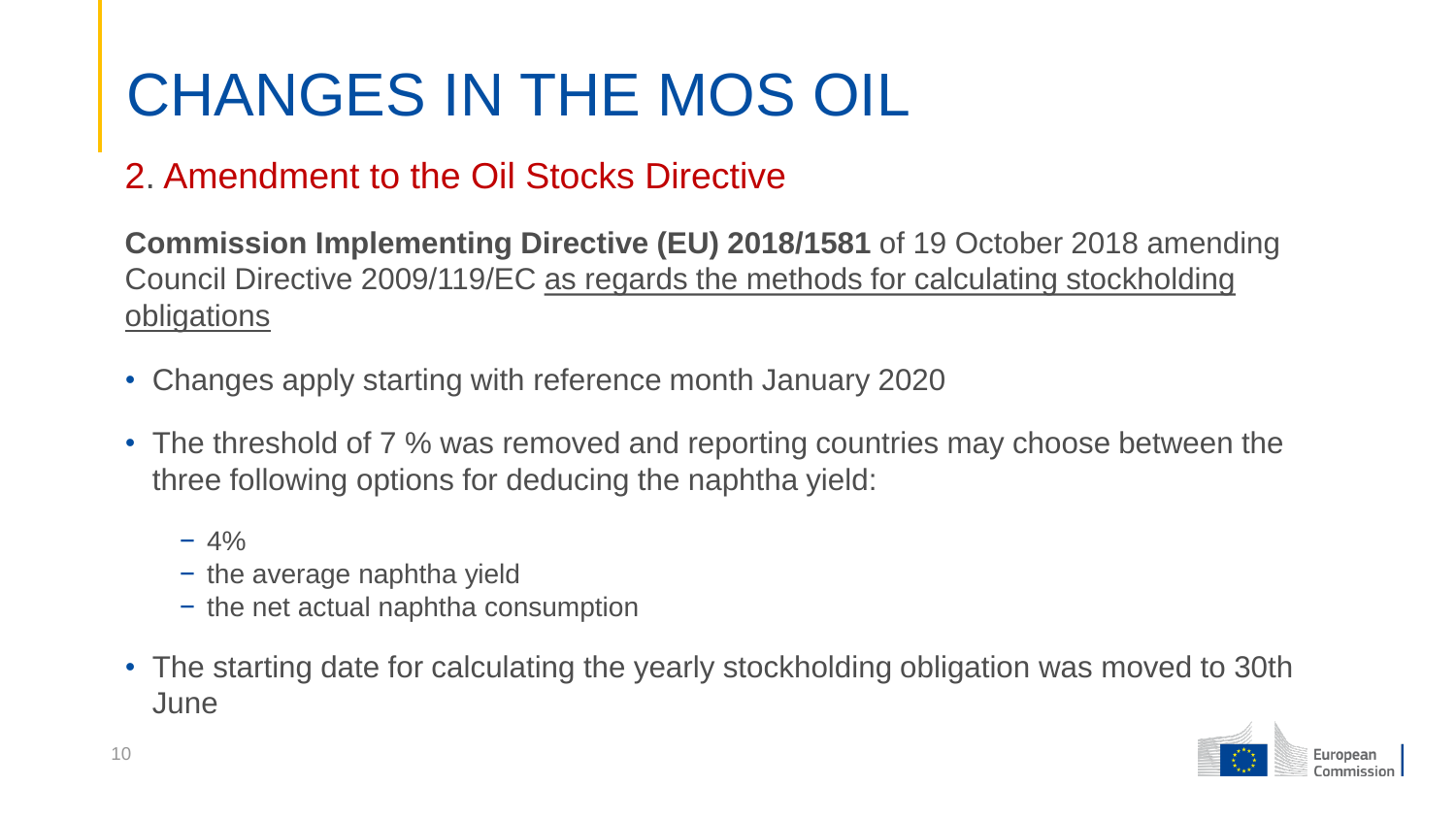# CHANGES IN THE MOS OIL

## 2. Amendment to the Oil Stocks Directive

**Commission Implementing Directive (EU) 2018/1581** of 19 October 2018 amending Council Directive 2009/119/EC as regards the methods for calculating stockholding obligations

- Changes apply starting with reference month January 2020
- The threshold of 7 % was removed and reporting countries may choose between the three following options for deducing the naphtha yield:
  - 4%
  - the average naphtha yield
  - the net actual naphtha consumption
- The starting date for calculating the yearly stockholding obligation was moved to 30th June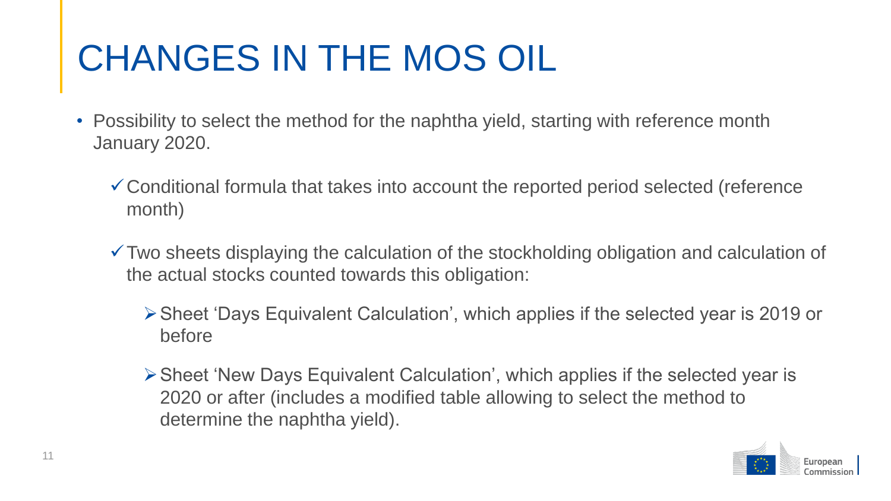# CHANGES IN THE MOS OIL

- Possibility to select the method for the naphtha yield, starting with reference month January 2020.
  - ✓ Conditional formula that takes into account the reported period selected (reference month)
  - ✓ Two sheets displaying the calculation of the stockholding obligation and calculation of the actual stocks counted towards this obligation:
    - ➢ Sheet ‘Days Equivalent Calculation’, which applies if the selected year is 2019 or before
    - ➢ Sheet ‘New Days Equivalent Calculation’, which applies if the selected year is 2020 or after (includes a modified table allowing to select the method to determine the naphtha yield).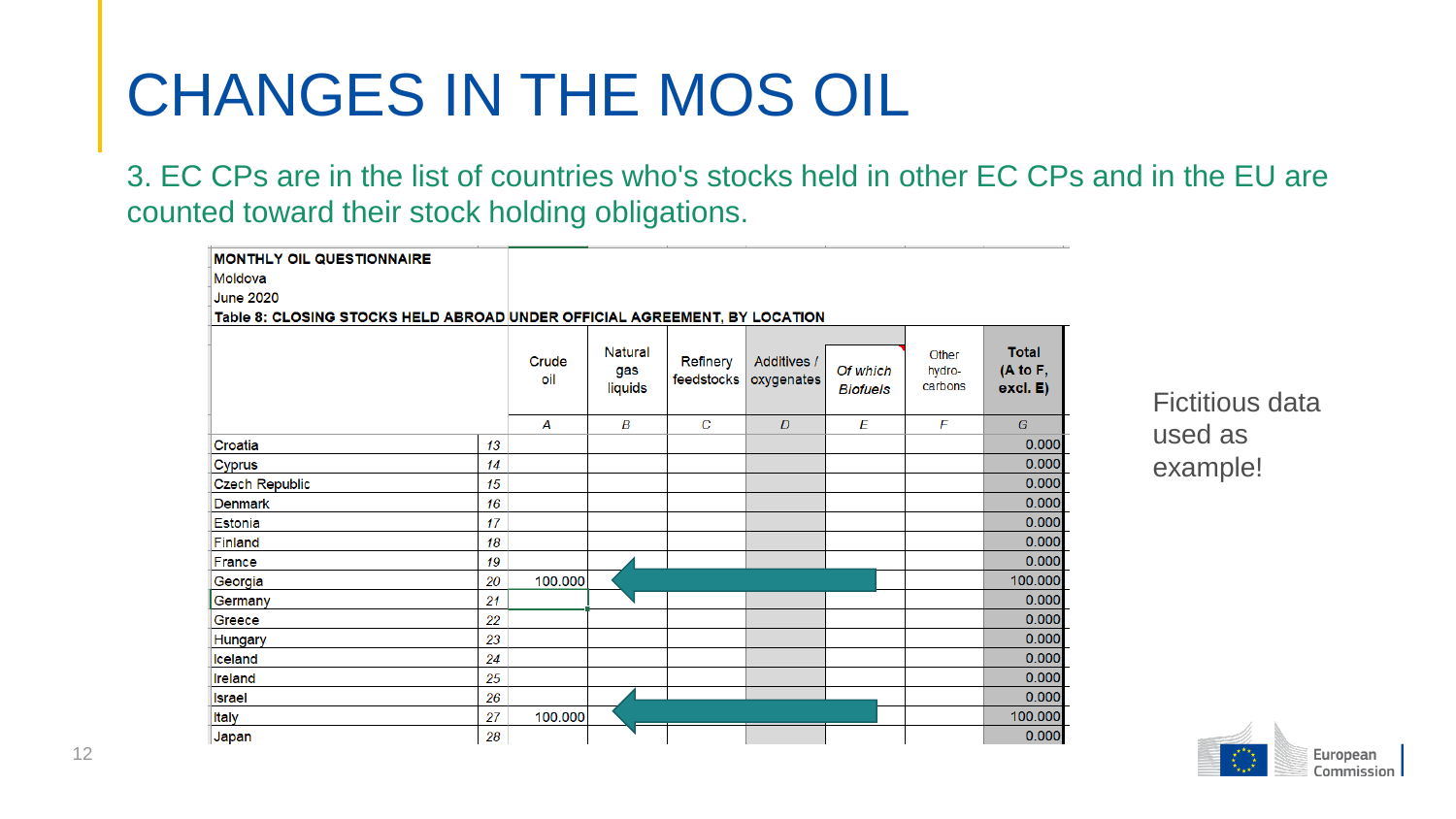# CHANGES IN THE MOS OIL

3. EC CPs are in the list of countries who's stocks held in other EC CPs and in the EU are counted toward their stock holding obligations.

**MONTHLY OIL QUESTIONNAIRE**
Moldova
June 2020
**Table 8: CLOSING STOCKS HELD ABROAD UNDER OFFICIAL AGREEMENT, BY LOCATION**

| | | Crude oil | Natural gas liquids | Refinery feedstocks | Additives / oxygenates | *Of which Biofuels* | Other hydro-carbons | **Total (A to F, excl. E)** |
|---|---|---|---|---|---|---|---|---|
| | | A | B | C | D | E | F | G |
| Croatia | 13 | | | | | | | 0.000 |
| Cyprus | 14 | | | | | | | 0.000 |
| Czech Republic | 15 | | | | | | | 0.000 |
| Denmark | 16 | | | | | | | 0.000 |
| Estonia | 17 | | | | | | | 0.000 |
| Finland | 18 | | | | | | | 0.000 |
| France | 19 | | | | | | | 0.000 |
| Georgia | 20 | 100.000 | | | | | | 100.000 |
| Germany | 21 | | | | | | | 0.000 |
| Greece | 22 | | | | | | | 0.000 |
| Hungary | 23 | | | | | | | 0.000 |
| Iceland | 24 | | | | | | | 0.000 |
| Ireland | 25 | | | | | | | 0.000 |
| Israel | 26 | | | | | | | 0.000 |
| Italy | 27 | 100.000 | | | | | | 100.000 |
| Japan | 28 | | | | | | | 0.000 |

Fictitious data used as example!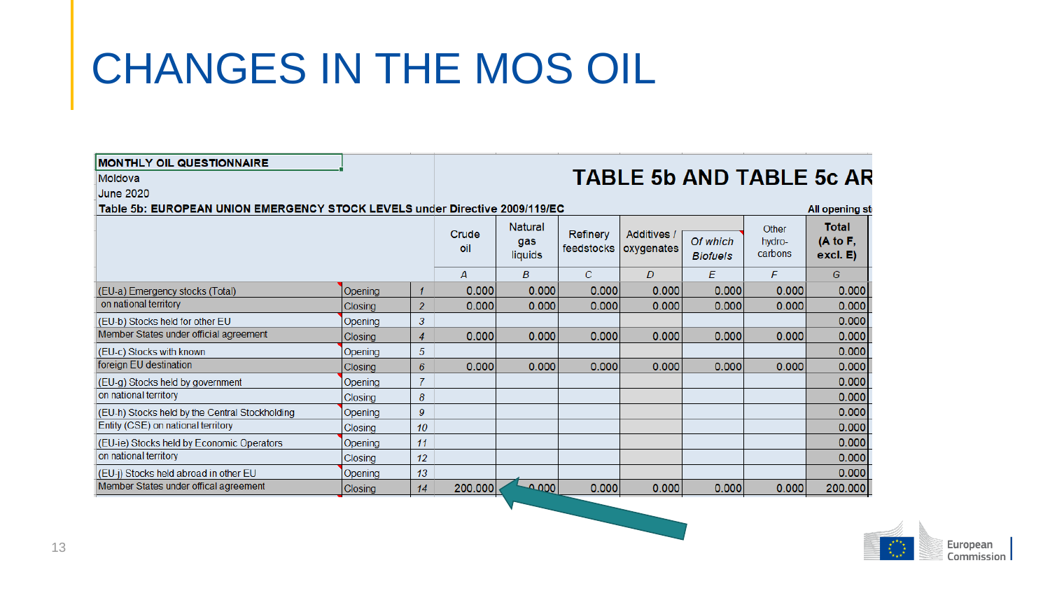# CHANGES IN THE MOS OIL

**MONTHLY OIL QUESTIONNAIRE**

Moldova

June 2020

**TABLE 5b AND TABLE 5c AR**

**Table 5b: EUROPEAN UNION EMERGENCY STOCK LEVELS under Directive 2009/119/EC**

**All opening st**

| | | | Crude oil | Natural gas liquids | Refinery feedstocks | Additives / oxygenates | *Of which Biofuels* | Other hydro-carbons | **Total (A to F, excl. E)** |
|---|---|---|---|---|---|---|---|---|---|
| | | | *A* | *B* | *C* | *D* | *E* | *F* | *G* |
| (EU-a) Emergency stocks (Total) | Opening | *1* | 0.000 | 0.000 | 0.000 | 0.000 | 0.000 | 0.000 | 0.000 |
| on national territory | Closing | *2* | 0.000 | 0.000 | 0.000 | 0.000 | 0.000 | 0.000 | 0.000 |
| (EU-b) Stocks held for other EU | Opening | *3* | | | | | | | 0.000 |
| Member States under official agreement | Closing | *4* | 0.000 | 0.000 | 0.000 | 0.000 | 0.000 | 0.000 | 0.000 |
| (EU-c) Stocks with known | Opening | *5* | | | | | | | 0.000 |
| foreign EU destination | Closing | *6* | 0.000 | 0.000 | 0.000 | 0.000 | 0.000 | 0.000 | 0.000 |
| (EU-g) Stocks held by government | Opening | *7* | | | | | | | 0.000 |
| on national territory | Closing | *8* | | | | | | | 0.000 |
| (EU-h) Stocks held by the Central Stockholding | Opening | *9* | | | | | | | 0.000 |
| Entity (CSE) on national territory | Closing | *10* | | | | | | | 0.000 |
| (EU-ie) Stocks held by Economic Operators | Opening | *11* | | | | | | | 0.000 |
| on national territory | Closing | *12* | | | | | | | 0.000 |
| (EU-j) Stocks held abroad in other EU | Opening | *13* | | | | | | | 0.000 |
| Member States under offical agreement | Closing | *14* | 200.000 | 0.000 | 0.000 | 0.000 | 0.000 | 0.000 | 200.000 |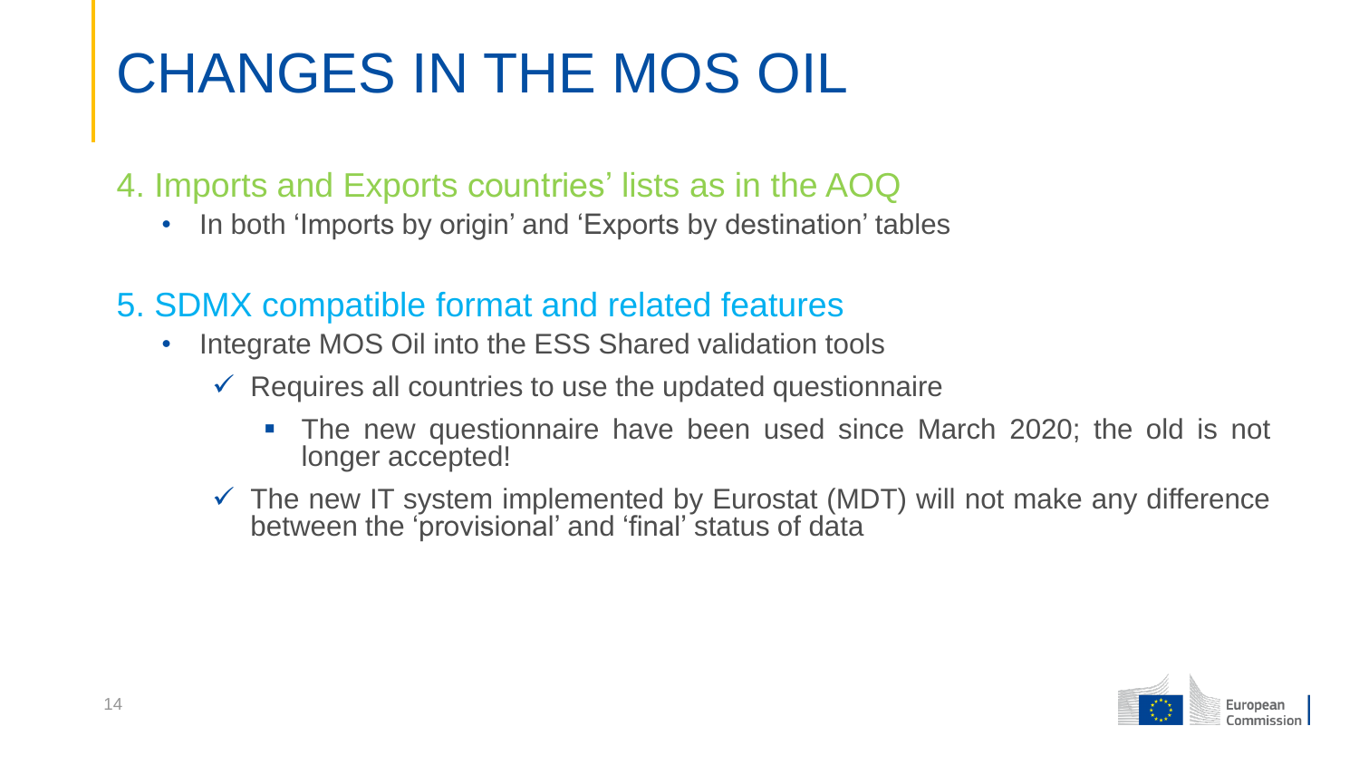# CHANGES IN THE MOS OIL

## 4. Imports and Exports countries' lists as in the AOQ

- In both 'Imports by origin' and 'Exports by destination' tables

## 5. SDMX compatible format and related features

- Integrate MOS Oil into the ESS Shared validation tools
  - ✓ Requires all countries to use the updated questionnaire
    - The new questionnaire have been used since March 2020; the old is not longer accepted!
  - ✓ The new IT system implemented by Eurostat (MDT) will not make any difference between the 'provisional' and 'final' status of data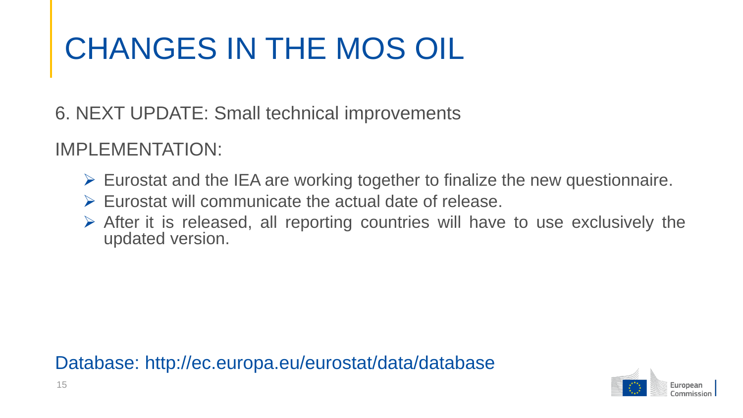# CHANGES IN THE MOS OIL

6. NEXT UPDATE: Small technical improvements

IMPLEMENTATION:

- Eurostat and the IEA are working together to finalize the new questionnaire.
- Eurostat will communicate the actual date of release.
- After it is released, all reporting countries will have to use exclusively the updated version.

Database: http://ec.europa.eu/eurostat/data/database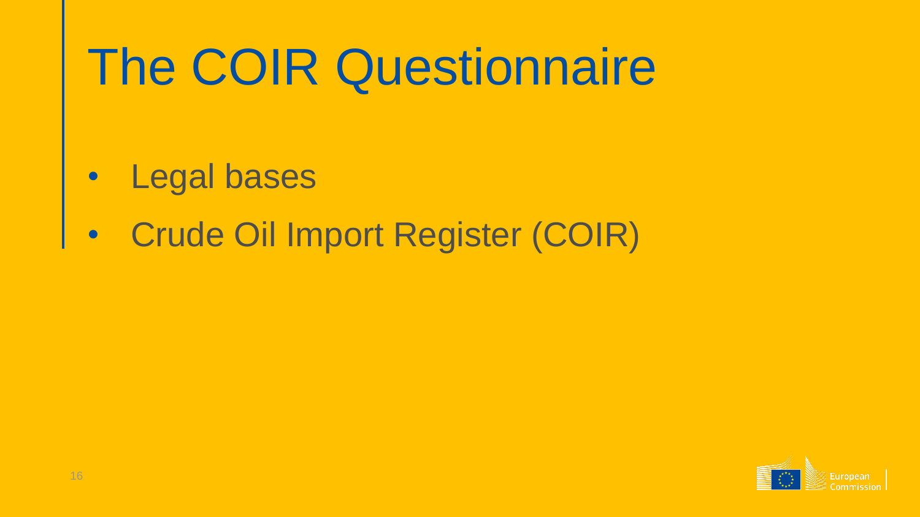# The COIR Questionnaire

- Legal bases
- Crude Oil Import Register (COIR)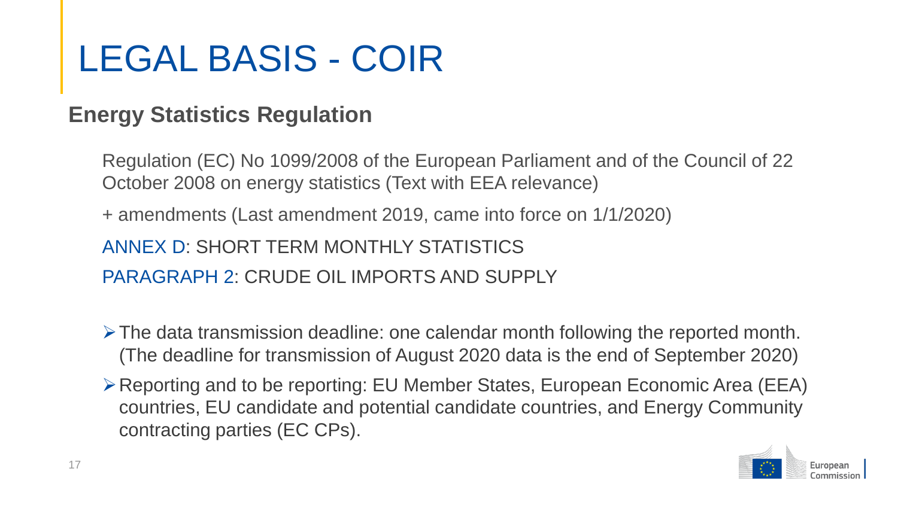# LEGAL BASIS - COIR

## Energy Statistics Regulation

Regulation (EC) No 1099/2008 of the European Parliament and of the Council of 22 October 2008 on energy statistics (Text with EEA relevance)

+ amendments (Last amendment 2019, came into force on 1/1/2020)

ANNEX D: SHORT TERM MONTHLY STATISTICS

PARAGRAPH 2: CRUDE OIL IMPORTS AND SUPPLY

- The data transmission deadline: one calendar month following the reported month. (The deadline for transmission of August 2020 data is the end of September 2020)
- Reporting and to be reporting: EU Member States, European Economic Area (EEA) countries, EU candidate and potential candidate countries, and Energy Community contracting parties (EC CPs).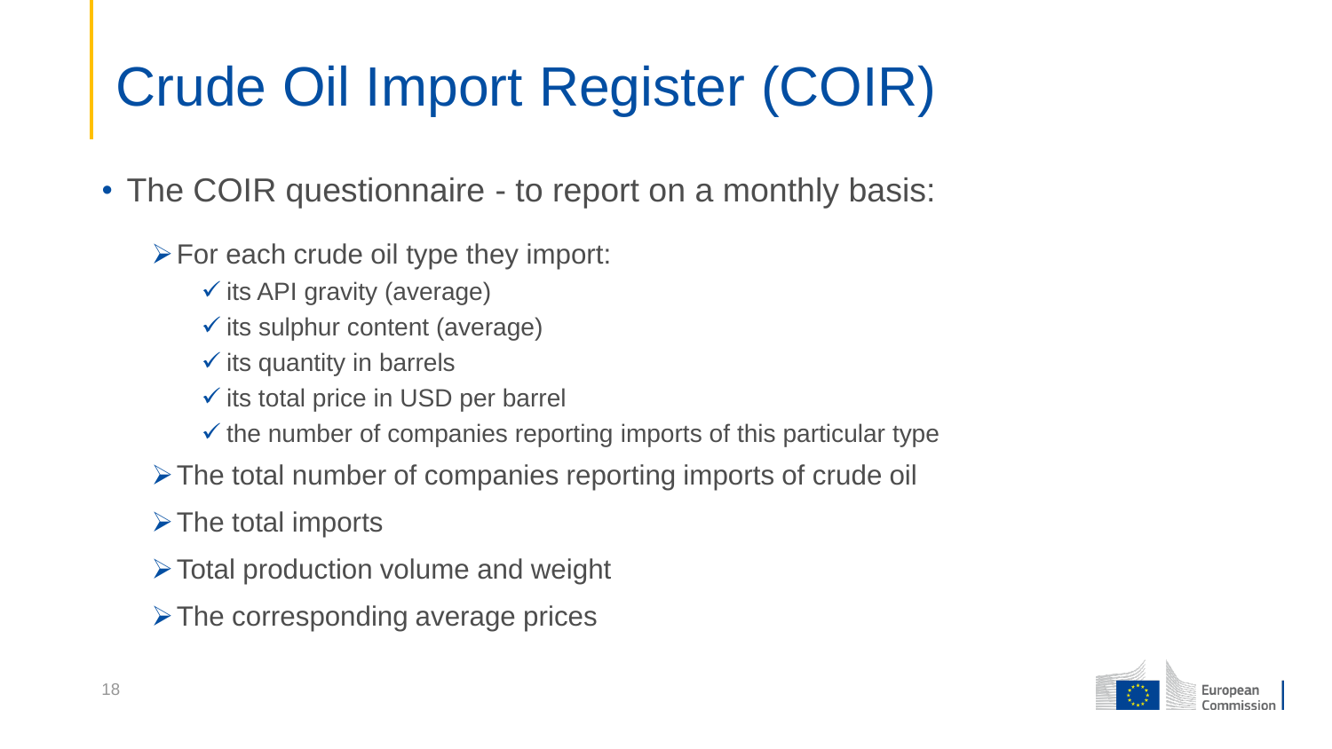# Crude Oil Import Register (COIR)

- The COIR questionnaire - to report on a monthly basis:
  - For each crude oil type they import:
    - its API gravity (average)
    - its sulphur content (average)
    - its quantity in barrels
    - its total price in USD per barrel
    - the number of companies reporting imports of this particular type
  - The total number of companies reporting imports of crude oil
  - The total imports
  - Total production volume and weight
  - The corresponding average prices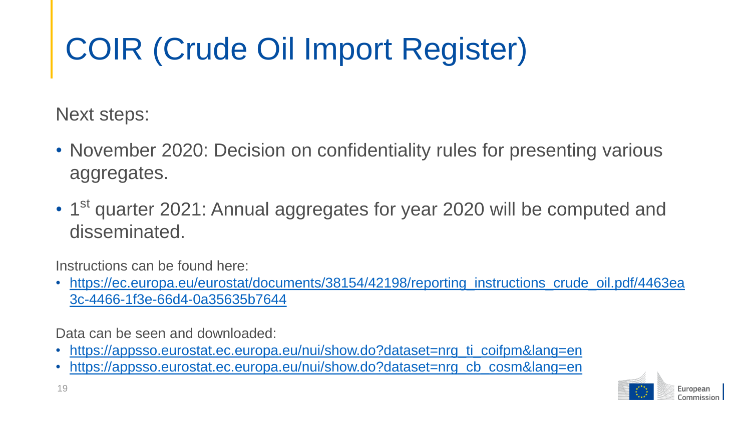# COIR (Crude Oil Import Register)

Next steps:

- November 2020: Decision on confidentiality rules for presenting various aggregates.
- 1st quarter 2021: Annual aggregates for year 2020 will be computed and disseminated.

Instructions can be found here:

- https://ec.europa.eu/eurostat/documents/38154/42198/reporting_instructions_crude_oil.pdf/4463ea3c-4466-1f3e-66d4-0a35635b7644

Data can be seen and downloaded:

- https://appsso.eurostat.ec.europa.eu/nui/show.do?dataset=nrg_ti_coifpm&lang=en
- https://appsso.eurostat.ec.europa.eu/nui/show.do?dataset=nrg_cb_cosm&lang=en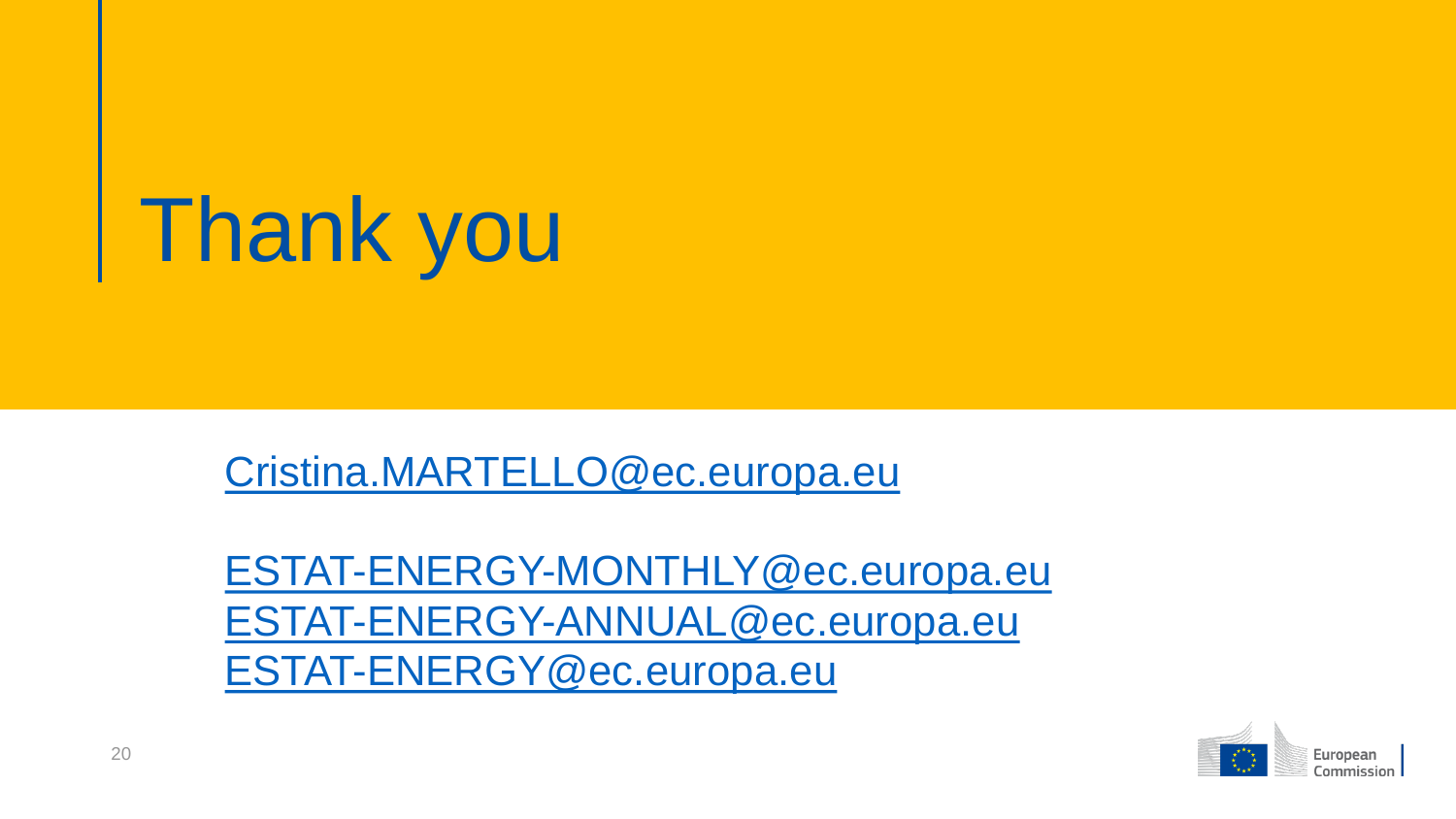# Thank you

Cristina.MARTELLO@ec.europa.eu

ESTAT-ENERGY-MONTHLY@ec.europa.eu
ESTAT-ENERGY-ANNUAL@ec.europa.eu
ESTAT-ENERGY@ec.europa.eu